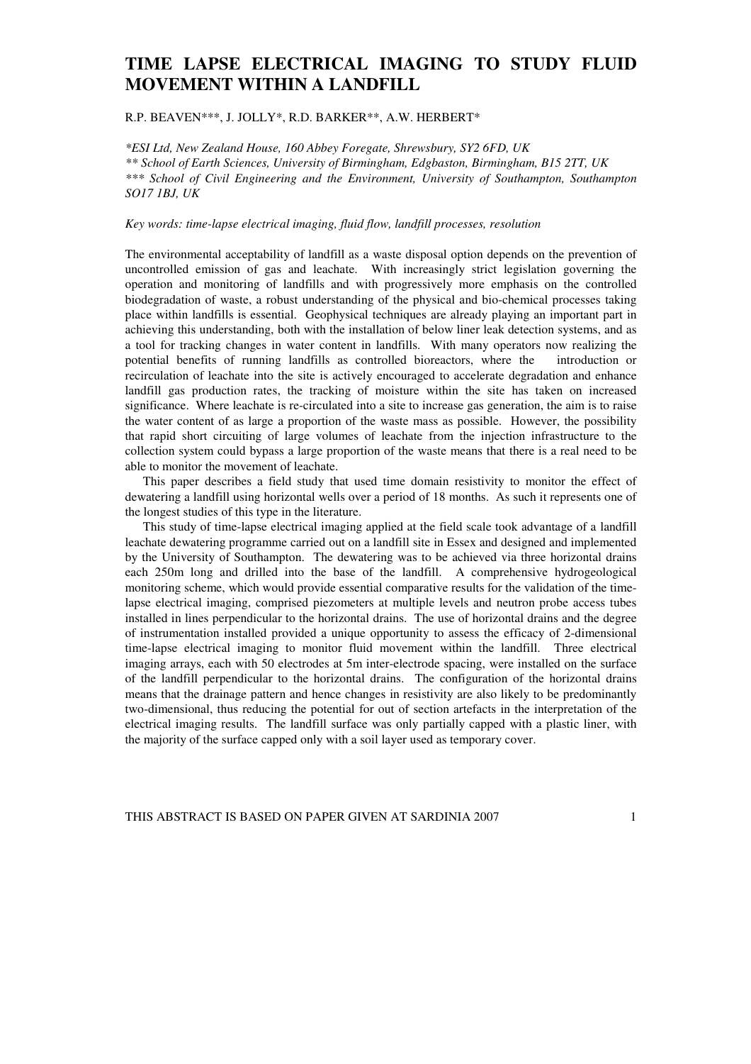# TIME LAPSE ELECTRICAL IMAGING TO STUDY FLUID MOVEMENT WITHIN A LANDFILL

R.P. BEAVEN***, J. JOLLY*, R.D. BARKER**, A.W. HERBERT*

*\*ESI Ltd, New Zealand House, 160 Abbey Foregate, Shrewsbury, SY2 6FD, UK*
*\*\* School of Earth Sciences, University of Birmingham, Edgbaston, Birmingham, B15 2TT, UK*
*\*\*\* School of Civil Engineering and the Environment, University of Southampton, Southampton SO17 1BJ, UK*

*Key words: time-lapse electrical imaging, fluid flow, landfill processes, resolution*

The environmental acceptability of landfill as a waste disposal option depends on the prevention of uncontrolled emission of gas and leachate. With increasingly strict legislation governing the operation and monitoring of landfills and with progressively more emphasis on the controlled biodegradation of waste, a robust understanding of the physical and bio-chemical processes taking place within landfills is essential. Geophysical techniques are already playing an important part in achieving this understanding, both with the installation of below liner leak detection systems, and as a tool for tracking changes in water content in landfills. With many operators now realizing the potential benefits of running landfills as controlled bioreactors, where the introduction or recirculation of leachate into the site is actively encouraged to accelerate degradation and enhance landfill gas production rates, the tracking of moisture within the site has taken on increased significance. Where leachate is re-circulated into a site to increase gas generation, the aim is to raise the water content of as large a proportion of the waste mass as possible. However, the possibility that rapid short circuiting of large volumes of leachate from the injection infrastructure to the collection system could bypass a large proportion of the waste means that there is a real need to be able to monitor the movement of leachate.

This paper describes a field study that used time domain resistivity to monitor the effect of dewatering a landfill using horizontal wells over a period of 18 months. As such it represents one of the longest studies of this type in the literature.

This study of time-lapse electrical imaging applied at the field scale took advantage of a landfill leachate dewatering programme carried out on a landfill site in Essex and designed and implemented by the University of Southampton. The dewatering was to be achieved via three horizontal drains each 250m long and drilled into the base of the landfill. A comprehensive hydrogeological monitoring scheme, which would provide essential comparative results for the validation of the time-lapse electrical imaging, comprised piezometers at multiple levels and neutron probe access tubes installed in lines perpendicular to the horizontal drains. The use of horizontal drains and the degree of instrumentation installed provided a unique opportunity to assess the efficacy of 2-dimensional time-lapse electrical imaging to monitor fluid movement within the landfill. Three electrical imaging arrays, each with 50 electrodes at 5m inter-electrode spacing, were installed on the surface of the landfill perpendicular to the horizontal drains. The configuration of the horizontal drains means that the drainage pattern and hence changes in resistivity are also likely to be predominantly two-dimensional, thus reducing the potential for out of section artefacts in the interpretation of the electrical imaging results. The landfill surface was only partially capped with a plastic liner, with the majority of the surface capped only with a soil layer used as temporary cover.

THIS ABSTRACT IS BASED ON PAPER GIVEN AT SARDINIA 2007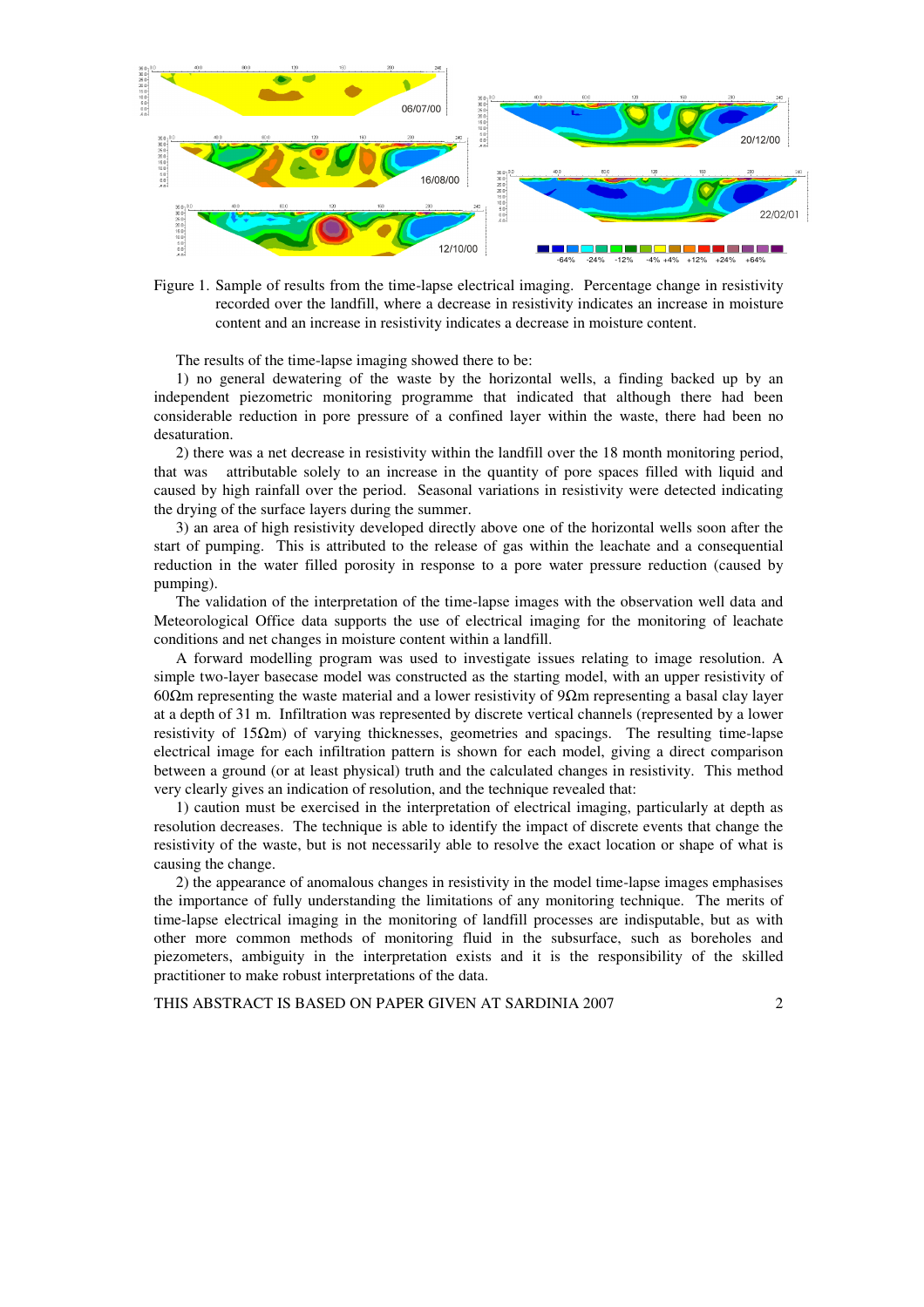06/07/00

16/08/00

12/10/00

20/12/00

22/02/01

-64% -24% -12% -4% +4% +12% +24% +64%

Figure 1. Sample of results from the time-lapse electrical imaging. Percentage change in resistivity recorded over the landfill, where a decrease in resistivity indicates an increase in moisture content and an increase in resistivity indicates a decrease in moisture content.

The results of the time-lapse imaging showed there to be:

1) no general dewatering of the waste by the horizontal wells, a finding backed up by an independent piezometric monitoring programme that indicated that although there had been considerable reduction in pore pressure of a confined layer within the waste, there had been no desaturation.

2) there was a net decrease in resistivity within the landfill over the 18 month monitoring period, that was attributable solely to an increase in the quantity of pore spaces filled with liquid and caused by high rainfall over the period. Seasonal variations in resistivity were detected indicating the drying of the surface layers during the summer.

3) an area of high resistivity developed directly above one of the horizontal wells soon after the start of pumping. This is attributed to the release of gas within the leachate and a consequential reduction in the water filled porosity in response to a pore water pressure reduction (caused by pumping).

The validation of the interpretation of the time-lapse images with the observation well data and Meteorological Office data supports the use of electrical imaging for the monitoring of leachate conditions and net changes in moisture content within a landfill.

A forward modelling program was used to investigate issues relating to image resolution. A simple two-layer basecase model was constructed as the starting model, with an upper resistivity of 60Ωm representing the waste material and a lower resistivity of 9Ωm representing a basal clay layer at a depth of 31 m. Infiltration was represented by discrete vertical channels (represented by a lower resistivity of 15Ωm) of varying thicknesses, geometries and spacings. The resulting time-lapse electrical image for each infiltration pattern is shown for each model, giving a direct comparison between a ground (or at least physical) truth and the calculated changes in resistivity. This method very clearly gives an indication of resolution, and the technique revealed that:

1) caution must be exercised in the interpretation of electrical imaging, particularly at depth as resolution decreases. The technique is able to identify the impact of discrete events that change the resistivity of the waste, but is not necessarily able to resolve the exact location or shape of what is causing the change.

2) the appearance of anomalous changes in resistivity in the model time-lapse images emphasises the importance of fully understanding the limitations of any monitoring technique. The merits of time-lapse electrical imaging in the monitoring of landfill processes are indisputable, but as with other more common methods of monitoring fluid in the subsurface, such as boreholes and piezometers, ambiguity in the interpretation exists and it is the responsibility of the skilled practitioner to make robust interpretations of the data.

THIS ABSTRACT IS BASED ON PAPER GIVEN AT SARDINIA 2007